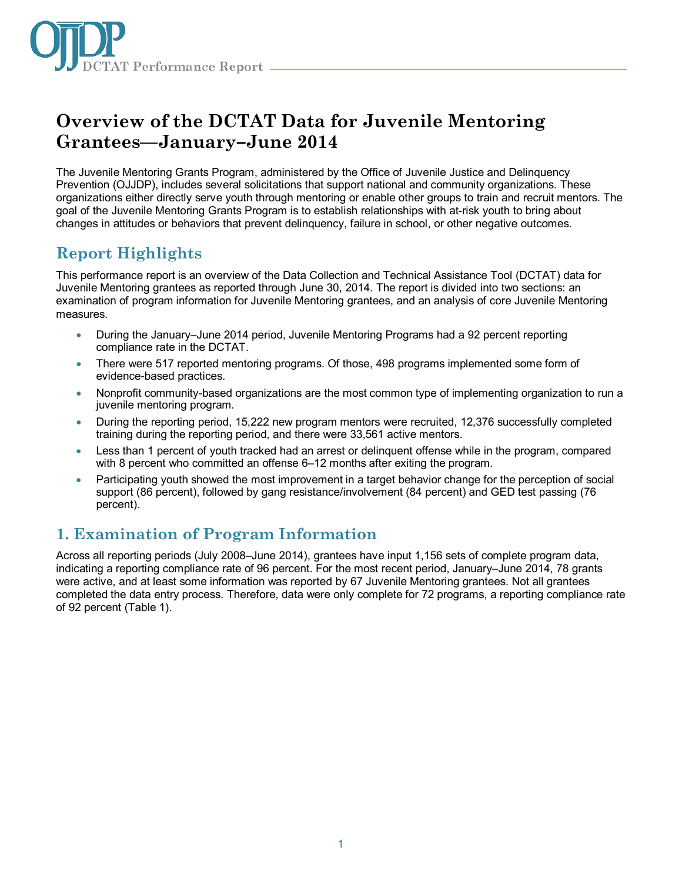# Overview of the DCTAT Data for Juvenile Mentoring Grantees—January–June 2014

The Juvenile Mentoring Grants Program, administered by the Office of Juvenile Justice and Delinquency Prevention (OJJDP), includes several solicitations that support national and community organizations. These organizations either directly serve youth through mentoring or enable other groups to train and recruit mentors. The goal of the Juvenile Mentoring Grants Program is to establish relationships with at-risk youth to bring about changes in attitudes or behaviors that prevent delinquency, failure in school, or other negative outcomes.

## Report Highlights

This performance report is an overview of the Data Collection and Technical Assistance Tool (DCTAT) data for Juvenile Mentoring grantees as reported through June 30, 2014. The report is divided into two sections: an examination of program information for Juvenile Mentoring grantees, and an analysis of core Juvenile Mentoring measures.

- During the January–June 2014 period, Juvenile Mentoring Programs had a 92 percent reporting compliance rate in the DCTAT.
- There were 517 reported mentoring programs. Of those, 498 programs implemented some form of evidence-based practices.
- Nonprofit community-based organizations are the most common type of implementing organization to run a juvenile mentoring program.
- During the reporting period, 15,222 new program mentors were recruited, 12,376 successfully completed training during the reporting period, and there were 33,561 active mentors.
- Less than 1 percent of youth tracked had an arrest or delinquent offense while in the program, compared with 8 percent who committed an offense 6–12 months after exiting the program.
- Participating youth showed the most improvement in a target behavior change for the perception of social support (86 percent), followed by gang resistance/involvement (84 percent) and GED test passing (76 percent).

## 1. Examination of Program Information

Across all reporting periods (July 2008–June 2014), grantees have input 1,156 sets of complete program data, indicating a reporting compliance rate of 96 percent. For the most recent period, January–June 2014, 78 grants were active, and at least some information was reported by 67 Juvenile Mentoring grantees. Not all grantees completed the data entry process. Therefore, data were only complete for 72 programs, a reporting compliance rate of 92 percent (Table 1).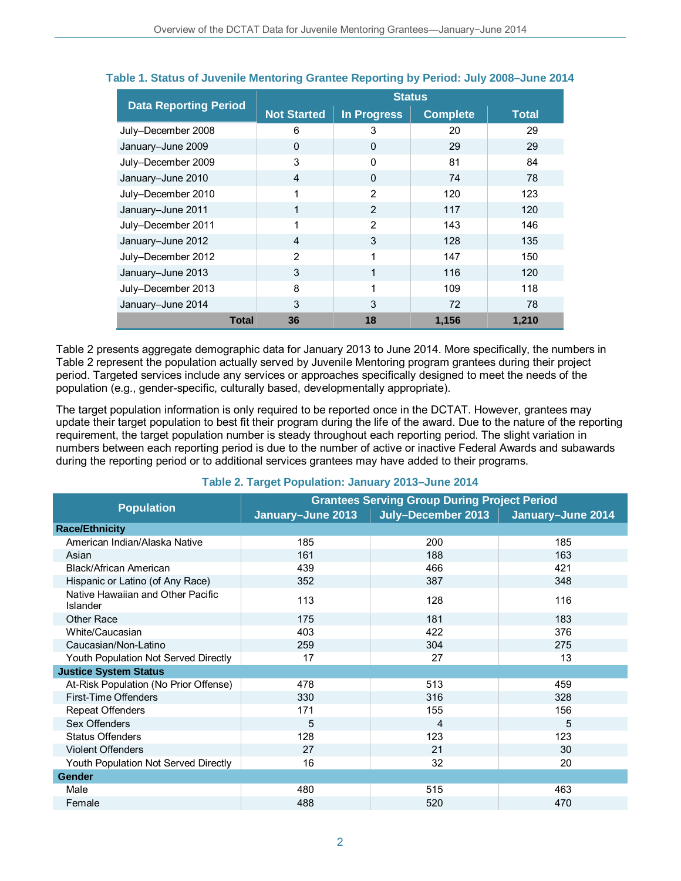**Table 1. Status of Juvenile Mentoring Grantee Reporting by Period: July 2008–June 2014**

| Data Reporting Period | Status | | | |
|---|---|---|---|---|
| | Not Started | In Progress | Complete | Total |
| July–December 2008 | 6 | 3 | 20 | 29 |
| January–June 2009 | 0 | 0 | 29 | 29 |
| July–December 2009 | 3 | 0 | 81 | 84 |
| January–June 2010 | 4 | 0 | 74 | 78 |
| July–December 2010 | 1 | 2 | 120 | 123 |
| January–June 2011 | 1 | 2 | 117 | 120 |
| July–December 2011 | 1 | 2 | 143 | 146 |
| January–June 2012 | 4 | 3 | 128 | 135 |
| July–December 2012 | 2 | 1 | 147 | 150 |
| January–June 2013 | 3 | 1 | 116 | 120 |
| July–December 2013 | 8 | 1 | 109 | 118 |
| January–June 2014 | 3 | 3 | 72 | 78 |
| **Total** | **36** | **18** | **1,156** | **1,210** |

Table 2 presents aggregate demographic data for January 2013 to June 2014. More specifically, the numbers in Table 2 represent the population actually served by Juvenile Mentoring program grantees during their project period. Targeted services include any services or approaches specifically designed to meet the needs of the population (e.g., gender-specific, culturally based, developmentally appropriate).

The target population information is only required to be reported once in the DCTAT. However, grantees may update their target population to best fit their program during the life of the award. Due to the nature of the reporting requirement, the target population number is steady throughout each reporting period. The slight variation in numbers between each reporting period is due to the number of active or inactive Federal Awards and subawards during the reporting period or to additional services grantees may have added to their programs.

**Table 2. Target Population: January 2013–June 2014**

| Population | Grantees Serving Group During Project Period | | |
|---|---|---|---|
| | January–June 2013 | July–December 2013 | January–June 2014 |
| **Race/Ethnicity** | | | |
| American Indian/Alaska Native | 185 | 200 | 185 |
| Asian | 161 | 188 | 163 |
| Black/African American | 439 | 466 | 421 |
| Hispanic or Latino (of Any Race) | 352 | 387 | 348 |
| Native Hawaiian and Other Pacific Islander | 113 | 128 | 116 |
| Other Race | 175 | 181 | 183 |
| White/Caucasian | 403 | 422 | 376 |
| Caucasian/Non-Latino | 259 | 304 | 275 |
| Youth Population Not Served Directly | 17 | 27 | 13 |
| **Justice System Status** | | | |
| At-Risk Population (No Prior Offense) | 478 | 513 | 459 |
| First-Time Offenders | 330 | 316 | 328 |
| Repeat Offenders | 171 | 155 | 156 |
| Sex Offenders | 5 | 4 | 5 |
| Status Offenders | 128 | 123 | 123 |
| Violent Offenders | 27 | 21 | 30 |
| Youth Population Not Served Directly | 16 | 32 | 20 |
| **Gender** | | | |
| Male | 480 | 515 | 463 |
| Female | 488 | 520 | 470 |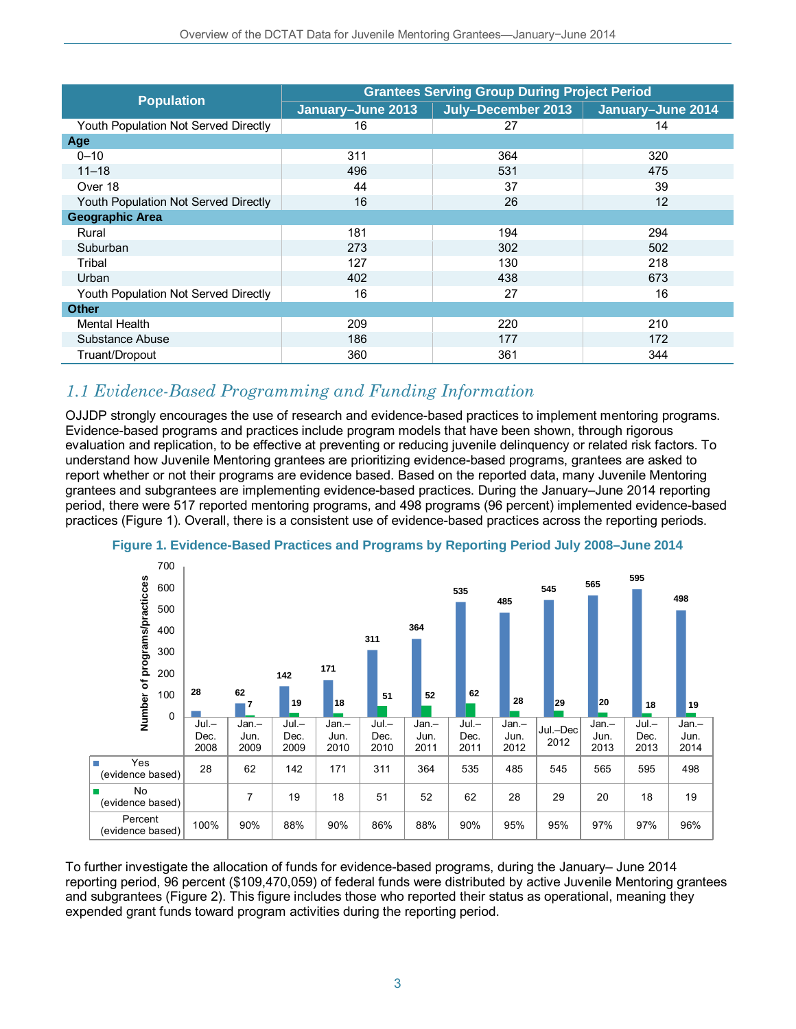| Population | Grantees Serving Group During Project Period | | |
|---|---|---|---|
| | January–June 2013 | July–December 2013 | January–June 2014 |
| Youth Population Not Served Directly | 16 | 27 | 14 |
| **Age** | | | |
| 0–10 | 311 | 364 | 320 |
| 11–18 | 496 | 531 | 475 |
| Over 18 | 44 | 37 | 39 |
| Youth Population Not Served Directly | 16 | 26 | 12 |
| **Geographic Area** | | | |
| Rural | 181 | 194 | 294 |
| Suburban | 273 | 302 | 502 |
| Tribal | 127 | 130 | 218 |
| Urban | 402 | 438 | 673 |
| Youth Population Not Served Directly | 16 | 27 | 16 |
| **Other** | | | |
| Mental Health | 209 | 220 | 210 |
| Substance Abuse | 186 | 177 | 172 |
| Truant/Dropout | 360 | 361 | 344 |

## *1.1 Evidence-Based Programming and Funding Information*

OJJDP strongly encourages the use of research and evidence-based practices to implement mentoring programs. Evidence-based programs and practices include program models that have been shown, through rigorous evaluation and replication, to be effective at preventing or reducing juvenile delinquency or related risk factors. To understand how Juvenile Mentoring grantees are prioritizing evidence-based programs, grantees are asked to report whether or not their programs are evidence based. Based on the reported data, many Juvenile Mentoring grantees and subgrantees are implementing evidence-based practices. During the January–June 2014 reporting period, there were 517 reported mentoring programs, and 498 programs (96 percent) implemented evidence-based practices (Figure 1). Overall, there is a consistent use of evidence-based practices across the reporting periods.

**Figure 1. Evidence-Based Practices and Programs by Reporting Period July 2008–June 2014**

| | Jul.–Dec. 2008 | Jan.–Jun. 2009 | Jul.–Dec. 2009 | Jan.–Jun. 2010 | Jul.–Dec. 2010 | Jan.–Jun. 2011 | Jul.–Dec. 2011 | Jan.–Jun. 2012 | Jul.–Dec 2012 | Jan.–Jun. 2013 | Jul.–Dec. 2013 | Jan.–Jun. 2014 |
|---|---|---|---|---|---|---|---|---|---|---|---|---|
| Yes (evidence based) | 28 | 62 | 142 | 171 | 311 | 364 | 535 | 485 | 545 | 565 | 595 | 498 |
| No (evidence based) | | 7 | 19 | 18 | 51 | 52 | 62 | 28 | 29 | 20 | 18 | 19 |
| Percent (evidence based) | 100% | 90% | 88% | 90% | 86% | 88% | 90% | 95% | 95% | 97% | 97% | 96% |

To further investigate the allocation of funds for evidence-based programs, during the January– June 2014 reporting period, 96 percent ($109,470,059) of federal funds were distributed by active Juvenile Mentoring grantees and subgrantees (Figure 2). This figure includes those who reported their status as operational, meaning they expended grant funds toward program activities during the reporting period.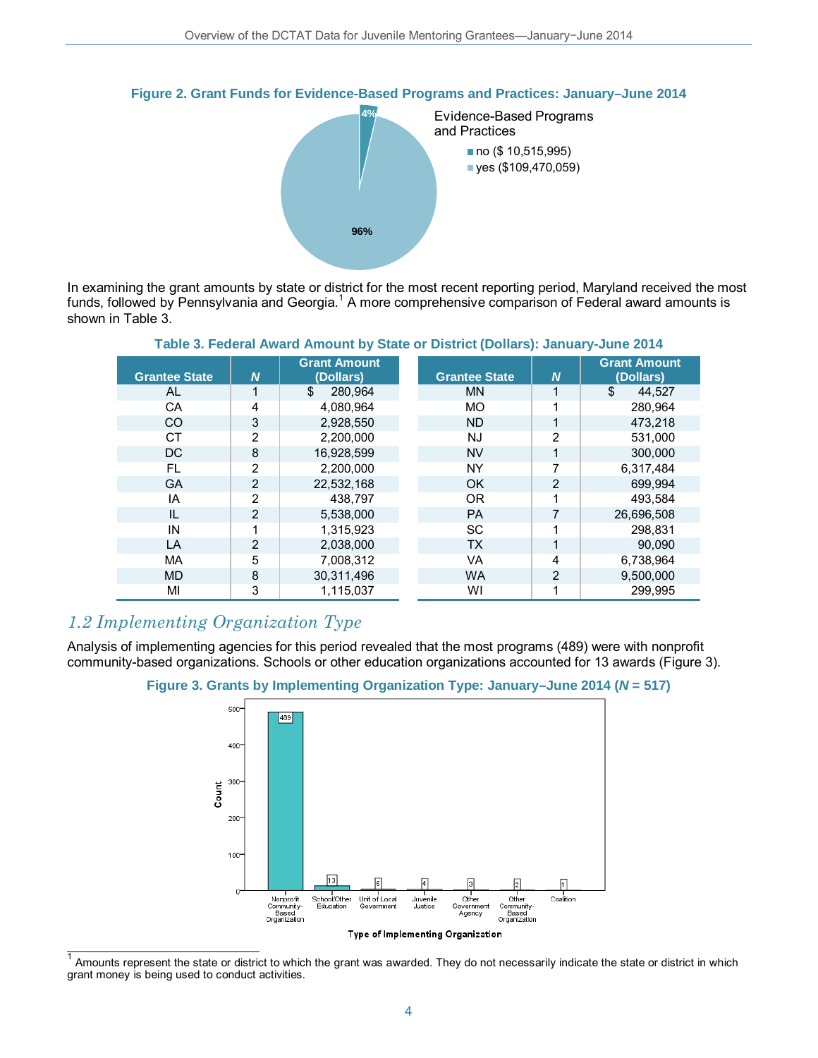**Figure 2. Grant Funds for Evidence-Based Programs and Practices: January–June 2014**

Evidence-Based Programs and Practices

- no ($ 10,515,995) — 4%
- yes ($109,470,059) — 96%

In examining the grant amounts by state or district for the most recent reporting period, Maryland received the most funds, followed by Pennsylvania and Georgia.[1] A more comprehensive comparison of Federal award amounts is shown in Table 3.

**Table 3. Federal Award Amount by State or District (Dollars): January-June 2014**

| Grantee State | *N* | Grant Amount (Dollars) | Grantee State | *N* | Grant Amount (Dollars) |
|---|---|---|---|---|---|
| AL | 1 | $ 280,964 | MN | 1 | $ 44,527 |
| CA | 4 | 4,080,964 | MO | 1 | 280,964 |
| CO | 3 | 2,928,550 | ND | 1 | 473,218 |
| CT | 2 | 2,200,000 | NJ | 2 | 531,000 |
| DC | 8 | 16,928,599 | NV | 1 | 300,000 |
| FL | 2 | 2,200,000 | NY | 7 | 6,317,484 |
| GA | 2 | 22,532,168 | OK | 2 | 699,994 |
| IA | 2 | 438,797 | OR | 1 | 493,584 |
| IL | 2 | 5,538,000 | PA | 7 | 26,696,508 |
| IN | 1 | 1,315,923 | SC | 1 | 298,831 |
| LA | 2 | 2,038,000 | TX | 1 | 90,090 |
| MA | 5 | 7,008,312 | VA | 4 | 6,738,964 |
| MD | 8 | 30,311,496 | WA | 2 | 9,500,000 |
| MI | 3 | 1,115,037 | WI | 1 | 299,995 |

## *1.2 Implementing Organization Type*

Analysis of implementing agencies for this period revealed that the most programs (489) were with nonprofit community-based organizations. Schools or other education organizations accounted for 13 awards (Figure 3).

**Figure 3. Grants by Implementing Organization Type: January–June 2014 (*N* = 517)**

| Type of Implementing Organization | Count |
|---|---|
| Nonprofit Community-Based Organization | 489 |
| School/Other Education | 13 |
| Unit of Local Government | 5 |
| Juvenile Justice | 4 |
| Other Government Agency | 3 |
| Other Community-Based Organization | 2 |
| Coalition | 1 |

[1] Amounts represent the state or district to which the grant was awarded. They do not necessarily indicate the state or district in which grant money is being used to conduct activities.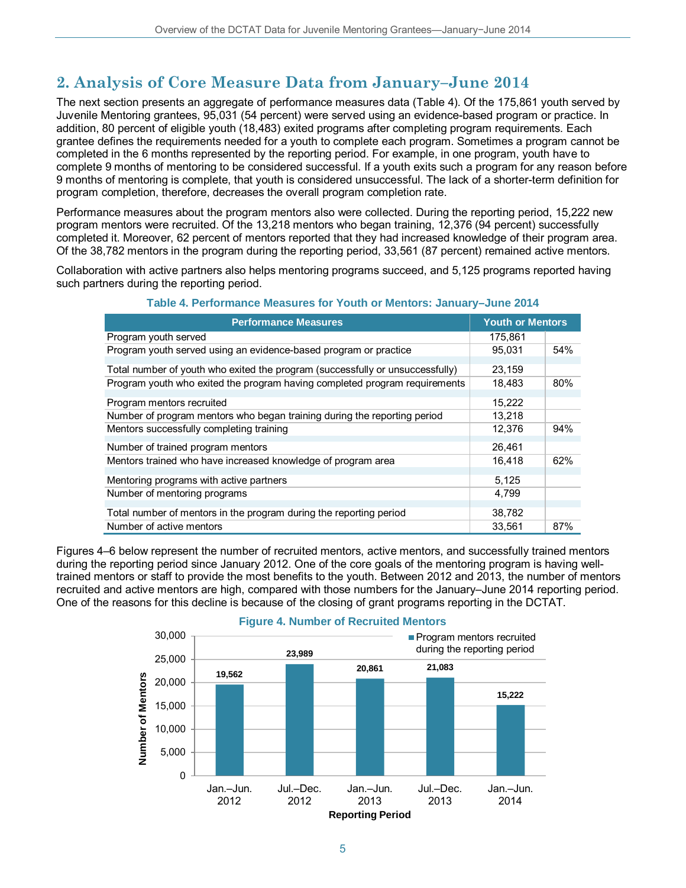## 2. Analysis of Core Measure Data from January–June 2014

The next section presents an aggregate of performance measures data (Table 4). Of the 175,861 youth served by Juvenile Mentoring grantees, 95,031 (54 percent) were served using an evidence-based program or practice. In addition, 80 percent of eligible youth (18,483) exited programs after completing program requirements. Each grantee defines the requirements needed for a youth to complete each program. Sometimes a program cannot be completed in the 6 months represented by the reporting period. For example, in one program, youth have to complete 9 months of mentoring to be considered successful. If a youth exits such a program for any reason before 9 months of mentoring is complete, that youth is considered unsuccessful. The lack of a shorter-term definition for program completion, therefore, decreases the overall program completion rate.

Performance measures about the program mentors also were collected. During the reporting period, 15,222 new program mentors were recruited. Of the 13,218 mentors who began training, 12,376 (94 percent) successfully completed it. Moreover, 62 percent of mentors reported that they had increased knowledge of their program area. Of the 38,782 mentors in the program during the reporting period, 33,561 (87 percent) remained active mentors.

Collaboration with active partners also helps mentoring programs succeed, and 5,125 programs reported having such partners during the reporting period.

**Table 4. Performance Measures for Youth or Mentors: January–June 2014**

| Performance Measures | Youth or Mentors | |
|---|---|---|
| Program youth served | 175,861 | |
| Program youth served using an evidence-based program or practice | 95,031 | 54% |
| Total number of youth who exited the program (successfully or unsuccessfully) | 23,159 | |
| Program youth who exited the program having completed program requirements | 18,483 | 80% |
| Program mentors recruited | 15,222 | |
| Number of program mentors who began training during the reporting period | 13,218 | |
| Mentors successfully completing training | 12,376 | 94% |
| Number of trained program mentors | 26,461 | |
| Mentors trained who have increased knowledge of program area | 16,418 | 62% |
| Mentoring programs with active partners | 5,125 | |
| Number of mentoring programs | 4,799 | |
| Total number of mentors in the program during the reporting period | 38,782 | |
| Number of active mentors | 33,561 | 87% |

Figures 4–6 below represent the number of recruited mentors, active mentors, and successfully trained mentors during the reporting period since January 2012. One of the core goals of the mentoring program is having well-trained mentors or staff to provide the most benefits to the youth. Between 2012 and 2013, the number of mentors recruited and active mentors are high, compared with those numbers for the January–June 2014 reporting period. One of the reasons for this decline is because of the closing of grant programs reporting in the DCTAT.

**Figure 4. Number of Recruited Mentors**

| Reporting Period | Program mentors recruited during the reporting period |
|---|---|
| Jan.–Jun. 2012 | 19,562 |
| Jul.–Dec. 2012 | 23,989 |
| Jan.–Jun. 2013 | 20,861 |
| Jul.–Dec. 2013 | 21,083 |
| Jan.–Jun. 2014 | 15,222 |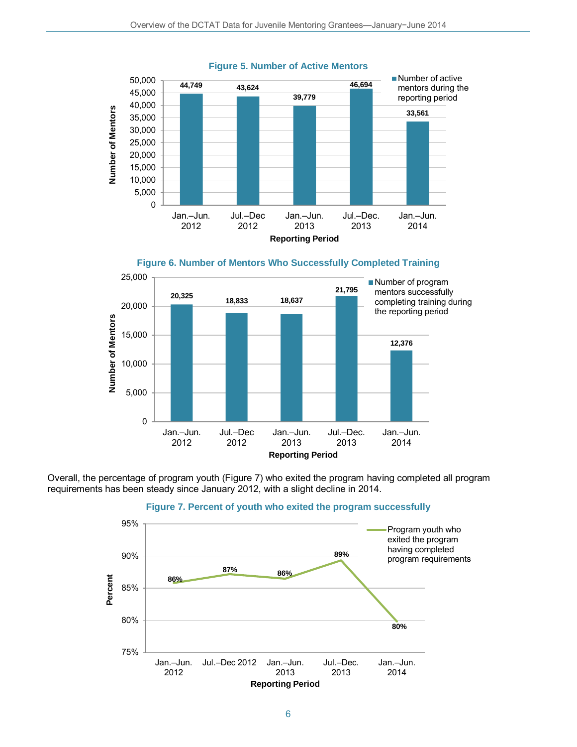**Figure 5. Number of Active Mentors**

| Reporting Period | Number of active mentors during the reporting period |
| --- | --- |
| Jan.–Jun. 2012 | 44,749 |
| Jul.–Dec 2012 | 43,624 |
| Jan.–Jun. 2013 | 39,779 |
| Jul.–Dec. 2013 | 46,694 |
| Jan.–Jun. 2014 | 33,561 |

**Figure 6. Number of Mentors Who Successfully Completed Training**

| Reporting Period | Number of program mentors successfully completing training during the reporting period |
| --- | --- |
| Jan.–Jun. 2012 | 20,325 |
| Jul.–Dec 2012 | 18,833 |
| Jan.–Jun. 2013 | 18,637 |
| Jul.–Dec. 2013 | 21,795 |
| Jan.–Jun. 2014 | 12,376 |

Overall, the percentage of program youth (Figure 7) who exited the program having completed all program requirements has been steady since January 2012, with a slight decline in 2014.

**Figure 7. Percent of youth who exited the program successfully**

| Reporting Period | Program youth who exited the program having completed program requirements |
| --- | --- |
| Jan.–Jun. 2012 | 86% |
| Jul.–Dec 2012 | 87% |
| Jan.–Jun. 2013 | 86% |
| Jul.–Dec. 2013 | 89% |
| Jan.–Jun. 2014 | 80% |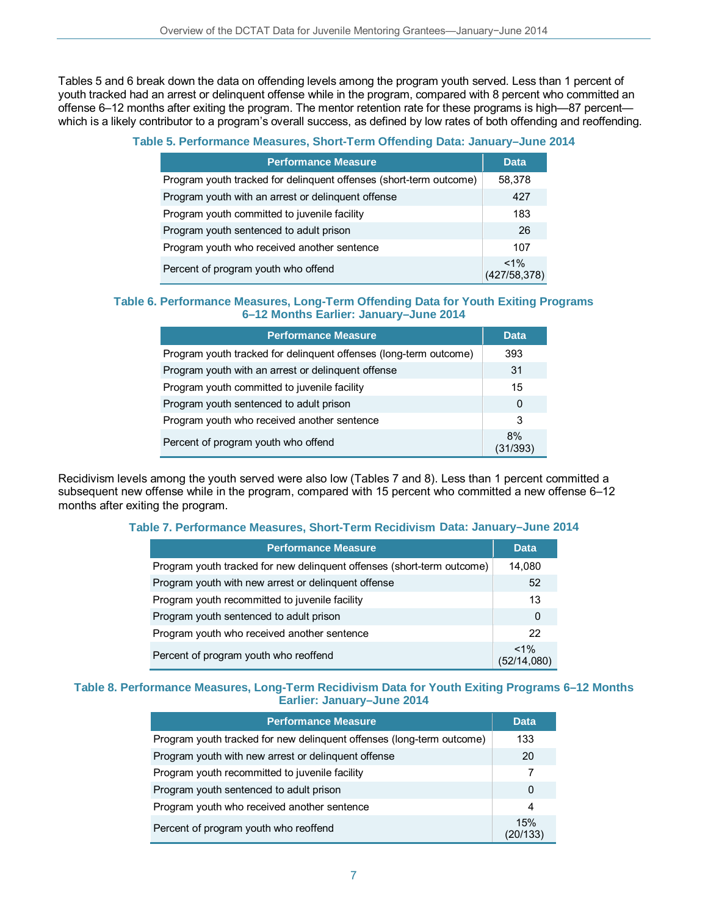Tables 5 and 6 break down the data on offending levels among the program youth served. Less than 1 percent of youth tracked had an arrest or delinquent offense while in the program, compared with 8 percent who committed an offense 6–12 months after exiting the program. The mentor retention rate for these programs is high—87 percent—which is a likely contributor to a program's overall success, as defined by low rates of both offending and reoffending.

**Table 5. Performance Measures, Short-Term Offending Data: January–June 2014**

| Performance Measure | Data |
|---|---|
| Program youth tracked for delinquent offenses (short-term outcome) | 58,378 |
| Program youth with an arrest or delinquent offense | 427 |
| Program youth committed to juvenile facility | 183 |
| Program youth sentenced to adult prison | 26 |
| Program youth who received another sentence | 107 |
| Percent of program youth who offend | <1% (427/58,378) |

**Table 6. Performance Measures, Long-Term Offending Data for Youth Exiting Programs 6–12 Months Earlier: January–June 2014**

| Performance Measure | Data |
|---|---|
| Program youth tracked for delinquent offenses (long-term outcome) | 393 |
| Program youth with an arrest or delinquent offense | 31 |
| Program youth committed to juvenile facility | 15 |
| Program youth sentenced to adult prison | 0 |
| Program youth who received another sentence | 3 |
| Percent of program youth who offend | 8% (31/393) |

Recidivism levels among the youth served were also low (Tables 7 and 8). Less than 1 percent committed a subsequent new offense while in the program, compared with 15 percent who committed a new offense 6–12 months after exiting the program.

**Table 7. Performance Measures, Short-Term Recidivism Data: January–June 2014**

| Performance Measure | Data |
|---|---|
| Program youth tracked for new delinquent offenses (short-term outcome) | 14,080 |
| Program youth with new arrest or delinquent offense | 52 |
| Program youth recommitted to juvenile facility | 13 |
| Program youth sentenced to adult prison | 0 |
| Program youth who received another sentence | 22 |
| Percent of program youth who reoffend | <1% (52/14,080) |

**Table 8. Performance Measures, Long-Term Recidivism Data for Youth Exiting Programs 6–12 Months Earlier: January–June 2014**

| Performance Measure | Data |
|---|---|
| Program youth tracked for new delinquent offenses (long-term outcome) | 133 |
| Program youth with new arrest or delinquent offense | 20 |
| Program youth recommitted to juvenile facility | 7 |
| Program youth sentenced to adult prison | 0 |
| Program youth who received another sentence | 4 |
| Percent of program youth who reoffend | 15% (20/133) |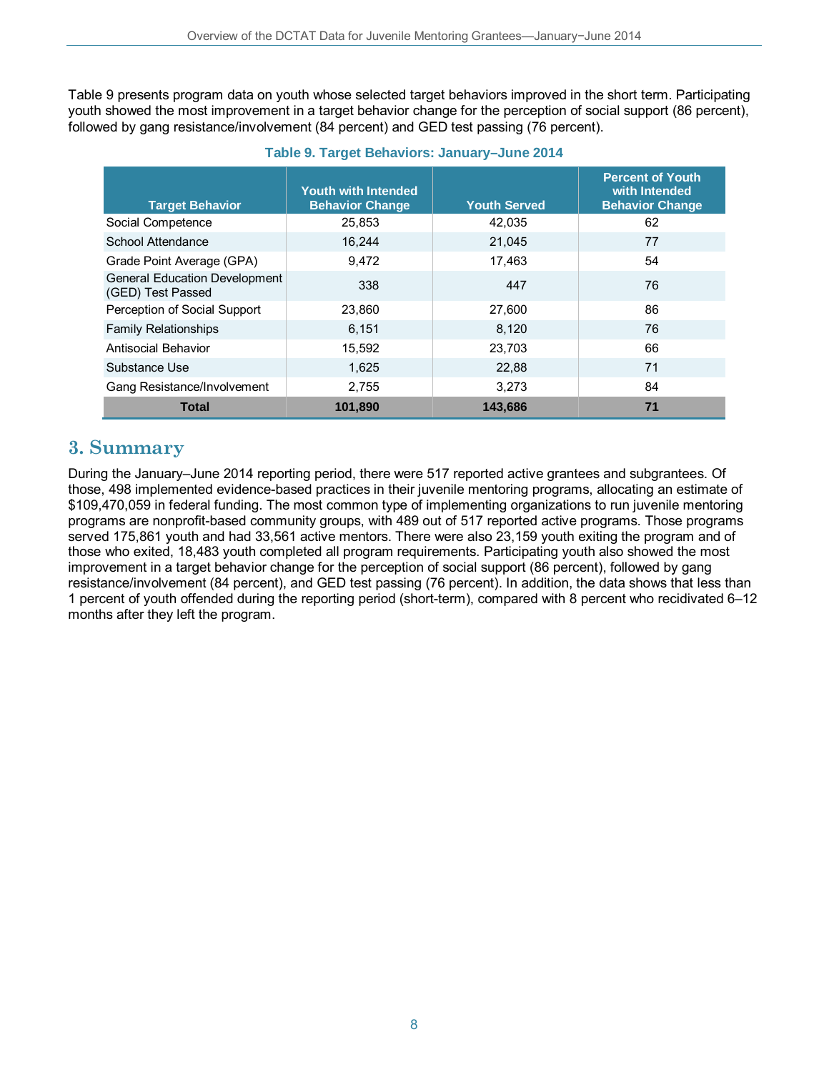Table 9 presents program data on youth whose selected target behaviors improved in the short term. Participating youth showed the most improvement in a target behavior change for the perception of social support (86 percent), followed by gang resistance/involvement (84 percent) and GED test passing (76 percent).

**Table 9. Target Behaviors: January–June 2014**

| Target Behavior | Youth with Intended Behavior Change | Youth Served | Percent of Youth with Intended Behavior Change |
|---|---|---|---|
| Social Competence | 25,853 | 42,035 | 62 |
| School Attendance | 16,244 | 21,045 | 77 |
| Grade Point Average (GPA) | 9,472 | 17,463 | 54 |
| General Education Development (GED) Test Passed | 338 | 447 | 76 |
| Perception of Social Support | 23,860 | 27,600 | 86 |
| Family Relationships | 6,151 | 8,120 | 76 |
| Antisocial Behavior | 15,592 | 23,703 | 66 |
| Substance Use | 1,625 | 22,88 | 71 |
| Gang Resistance/Involvement | 2,755 | 3,273 | 84 |
| **Total** | **101,890** | **143,686** | **71** |

## 3. Summary

During the January–June 2014 reporting period, there were 517 reported active grantees and subgrantees. Of those, 498 implemented evidence-based practices in their juvenile mentoring programs, allocating an estimate of $109,470,059 in federal funding. The most common type of implementing organizations to run juvenile mentoring programs are nonprofit-based community groups, with 489 out of 517 reported active programs. Those programs served 175,861 youth and had 33,561 active mentors. There were also 23,159 youth exiting the program and of those who exited, 18,483 youth completed all program requirements. Participating youth also showed the most improvement in a target behavior change for the perception of social support (86 percent), followed by gang resistance/involvement (84 percent), and GED test passing (76 percent). In addition, the data shows that less than 1 percent of youth offended during the reporting period (short-term), compared with 8 percent who recidivated 6–12 months after they left the program.